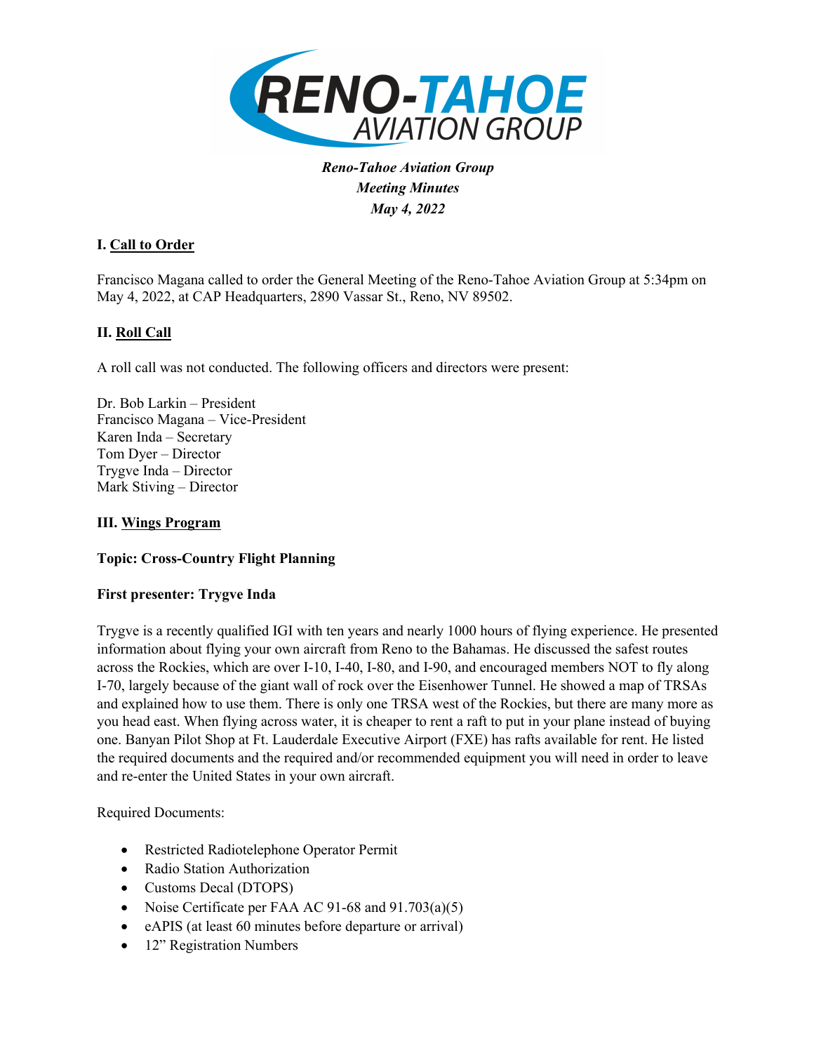*Reno-Tahoe Aviation Group*
*Meeting Minutes*
*May 4, 2022*

## I. Call to Order

Francisco Magana called to order the General Meeting of the Reno-Tahoe Aviation Group at 5:34pm on May 4, 2022, at CAP Headquarters, 2890 Vassar St., Reno, NV 89502.

## II. Roll Call

A roll call was not conducted. The following officers and directors were present:

Dr. Bob Larkin – President
Francisco Magana – Vice-President
Karen Inda – Secretary
Tom Dyer – Director
Trygve Inda – Director
Mark Stiving – Director

## III. Wings Program

**Topic: Cross-Country Flight Planning**

**First presenter: Trygve Inda**

Trygve is a recently qualified IGI with ten years and nearly 1000 hours of flying experience. He presented information about flying your own aircraft from Reno to the Bahamas. He discussed the safest routes across the Rockies, which are over I-10, I-40, I-80, and I-90, and encouraged members NOT to fly along I-70, largely because of the giant wall of rock over the Eisenhower Tunnel. He showed a map of TRSAs and explained how to use them. There is only one TRSA west of the Rockies, but there are many more as you head east. When flying across water, it is cheaper to rent a raft to put in your plane instead of buying one. Banyan Pilot Shop at Ft. Lauderdale Executive Airport (FXE) has rafts available for rent. He listed the required documents and the required and/or recommended equipment you will need in order to leave and re-enter the United States in your own aircraft.

Required Documents:

- Restricted Radiotelephone Operator Permit
- Radio Station Authorization
- Customs Decal (DTOPS)
- Noise Certificate per FAA AC 91-68 and 91.703(a)(5)
- eAPIS (at least 60 minutes before departure or arrival)
- 12" Registration Numbers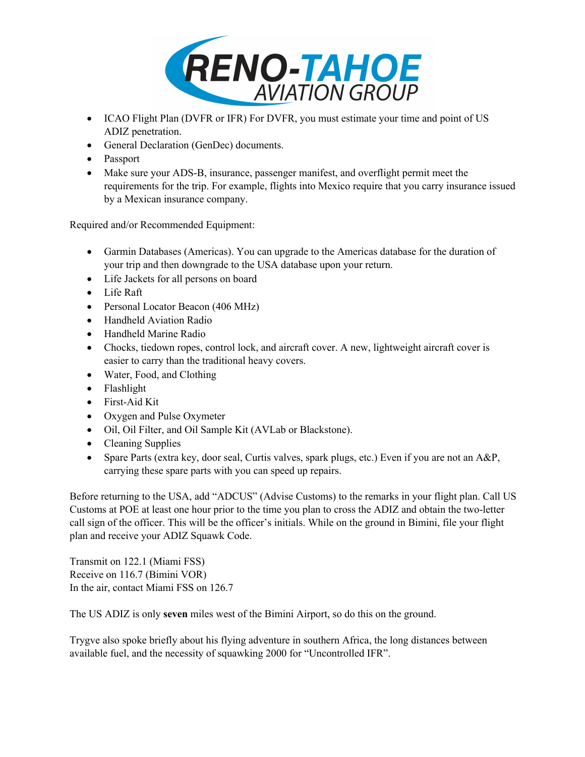- ICAO Flight Plan (DVFR or IFR) For DVFR, you must estimate your time and point of US ADIZ penetration.
- General Declaration (GenDec) documents.
- Passport
- Make sure your ADS-B, insurance, passenger manifest, and overflight permit meet the requirements for the trip. For example, flights into Mexico require that you carry insurance issued by a Mexican insurance company.

Required and/or Recommended Equipment:

- Garmin Databases (Americas). You can upgrade to the Americas database for the duration of your trip and then downgrade to the USA database upon your return.
- Life Jackets for all persons on board
- Life Raft
- Personal Locator Beacon (406 MHz)
- Handheld Aviation Radio
- Handheld Marine Radio
- Chocks, tiedown ropes, control lock, and aircraft cover. A new, lightweight aircraft cover is easier to carry than the traditional heavy covers.
- Water, Food, and Clothing
- Flashlight
- First-Aid Kit
- Oxygen and Pulse Oxymeter
- Oil, Oil Filter, and Oil Sample Kit (AVLab or Blackstone).
- Cleaning Supplies
- Spare Parts (extra key, door seal, Curtis valves, spark plugs, etc.) Even if you are not an A&P, carrying these spare parts with you can speed up repairs.

Before returning to the USA, add "ADCUS" (Advise Customs) to the remarks in your flight plan. Call US Customs at POE at least one hour prior to the time you plan to cross the ADIZ and obtain the two-letter call sign of the officer. This will be the officer's initials. While on the ground in Bimini, file your flight plan and receive your ADIZ Squawk Code.

Transmit on 122.1 (Miami FSS)
Receive on 116.7 (Bimini VOR)
In the air, contact Miami FSS on 126.7

The US ADIZ is only **seven** miles west of the Bimini Airport, so do this on the ground.

Trygve also spoke briefly about his flying adventure in southern Africa, the long distances between available fuel, and the necessity of squawking 2000 for "Uncontrolled IFR".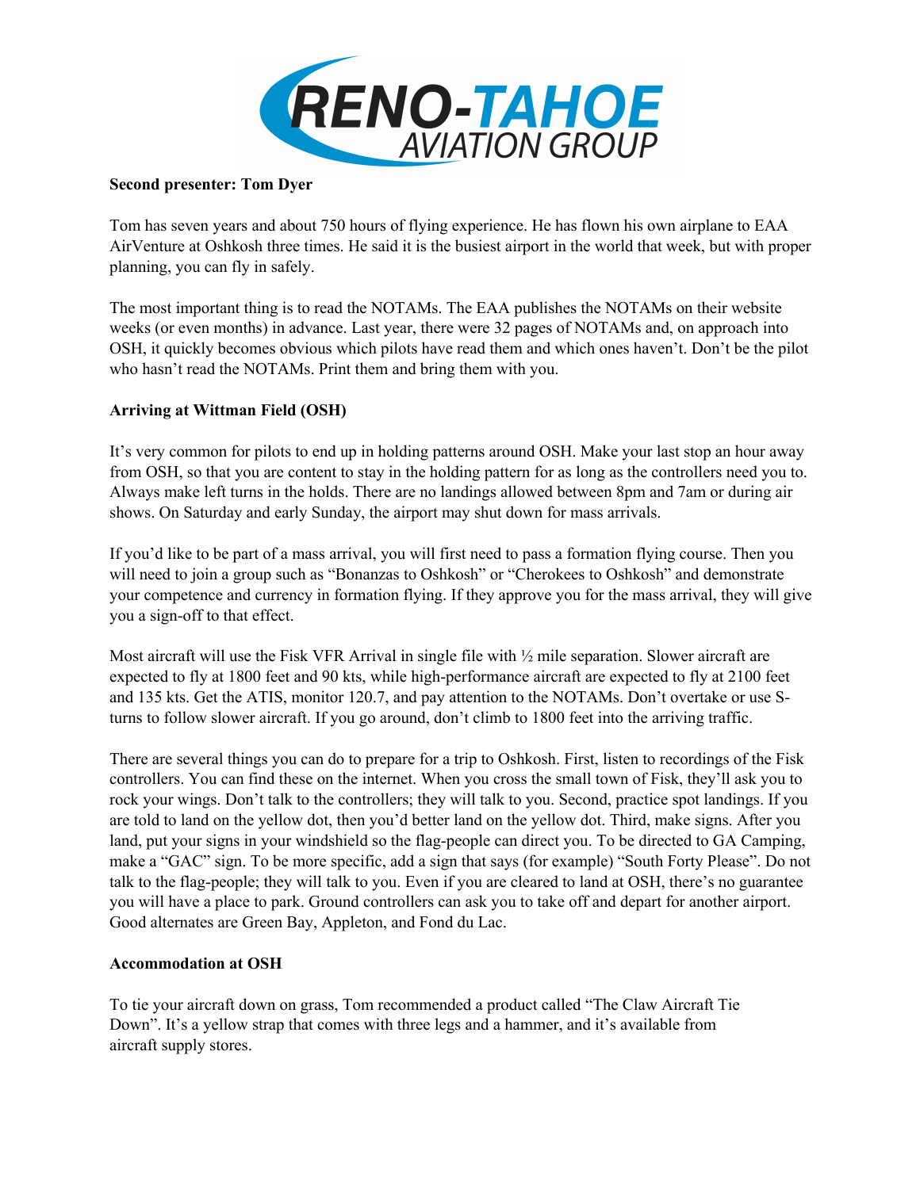**Second presenter: Tom Dyer**

Tom has seven years and about 750 hours of flying experience. He has flown his own airplane to EAA AirVenture at Oshkosh three times. He said it is the busiest airport in the world that week, but with proper planning, you can fly in safely.

The most important thing is to read the NOTAMs. The EAA publishes the NOTAMs on their website weeks (or even months) in advance. Last year, there were 32 pages of NOTAMs and, on approach into OSH, it quickly becomes obvious which pilots have read them and which ones haven't. Don't be the pilot who hasn't read the NOTAMs. Print them and bring them with you.

**Arriving at Wittman Field (OSH)**

It's very common for pilots to end up in holding patterns around OSH. Make your last stop an hour away from OSH, so that you are content to stay in the holding pattern for as long as the controllers need you to. Always make left turns in the holds. There are no landings allowed between 8pm and 7am or during air shows. On Saturday and early Sunday, the airport may shut down for mass arrivals.

If you'd like to be part of a mass arrival, you will first need to pass a formation flying course. Then you will need to join a group such as "Bonanzas to Oshkosh" or "Cherokees to Oshkosh" and demonstrate your competence and currency in formation flying. If they approve you for the mass arrival, they will give you a sign-off to that effect.

Most aircraft will use the Fisk VFR Arrival in single file with ½ mile separation. Slower aircraft are expected to fly at 1800 feet and 90 kts, while high-performance aircraft are expected to fly at 2100 feet and 135 kts. Get the ATIS, monitor 120.7, and pay attention to the NOTAMs. Don't overtake or use S-turns to follow slower aircraft. If you go around, don't climb to 1800 feet into the arriving traffic.

There are several things you can do to prepare for a trip to Oshkosh. First, listen to recordings of the Fisk controllers. You can find these on the internet. When you cross the small town of Fisk, they'll ask you to rock your wings. Don't talk to the controllers; they will talk to you. Second, practice spot landings. If you are told to land on the yellow dot, then you'd better land on the yellow dot. Third, make signs. After you land, put your signs in your windshield so the flag-people can direct you. To be directed to GA Camping, make a "GAC" sign. To be more specific, add a sign that says (for example) "South Forty Please". Do not talk to the flag-people; they will talk to you. Even if you are cleared to land at OSH, there's no guarantee you will have a place to park. Ground controllers can ask you to take off and depart for another airport. Good alternates are Green Bay, Appleton, and Fond du Lac.

**Accommodation at OSH**

To tie your aircraft down on grass, Tom recommended a product called "The Claw Aircraft Tie Down". It's a yellow strap that comes with three legs and a hammer, and it's available from aircraft supply stores.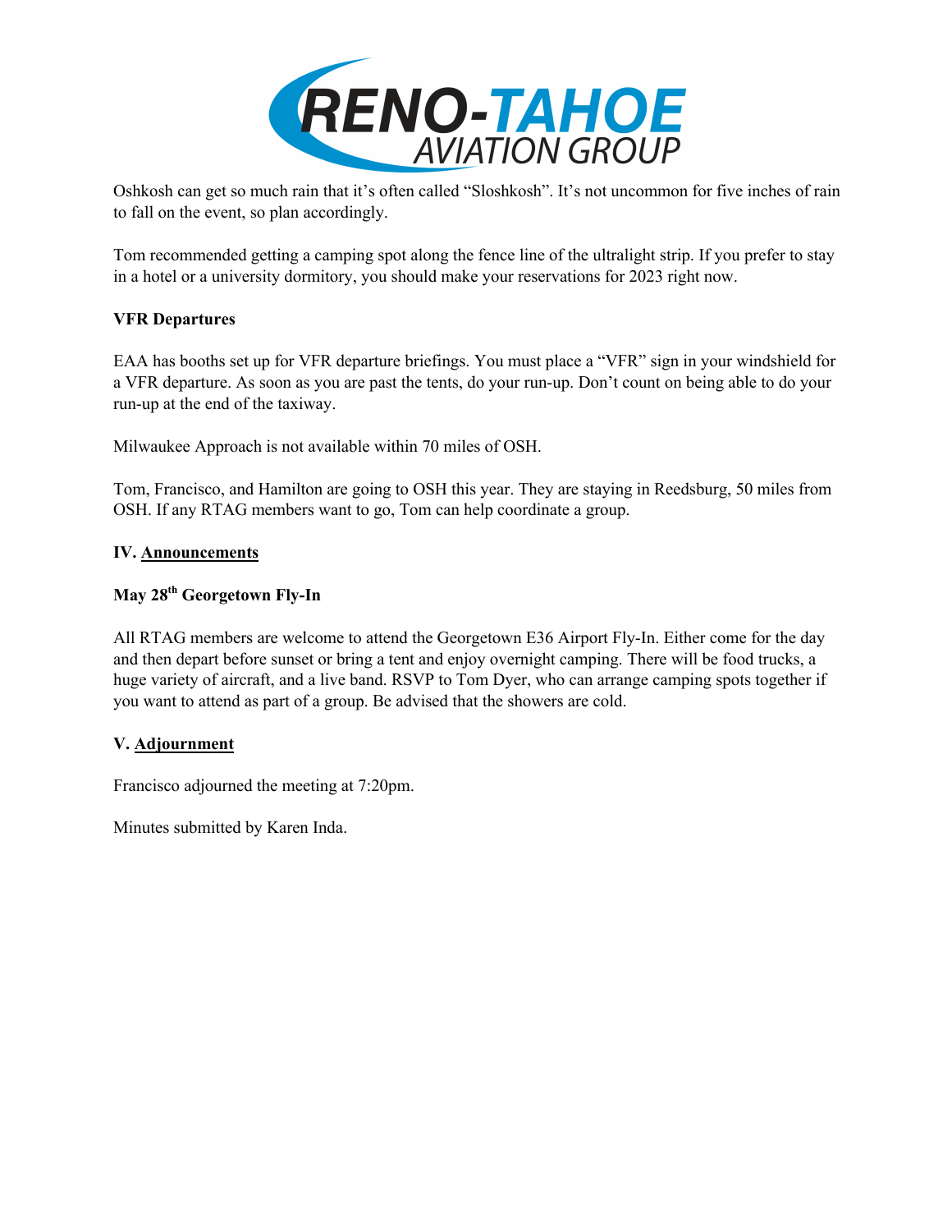Oshkosh can get so much rain that it's often called "Sloshkosh". It's not uncommon for five inches of rain to fall on the event, so plan accordingly.

Tom recommended getting a camping spot along the fence line of the ultralight strip. If you prefer to stay in a hotel or a university dormitory, you should make your reservations for 2023 right now.

**VFR Departures**

EAA has booths set up for VFR departure briefings. You must place a "VFR" sign in your windshield for a VFR departure. As soon as you are past the tents, do your run-up. Don't count on being able to do your run-up at the end of the taxiway.

Milwaukee Approach is not available within 70 miles of OSH.

Tom, Francisco, and Hamilton are going to OSH this year. They are staying in Reedsburg, 50 miles from OSH. If any RTAG members want to go, Tom can help coordinate a group.

## IV. Announcements

**May 28th Georgetown Fly-In**

All RTAG members are welcome to attend the Georgetown E36 Airport Fly-In. Either come for the day and then depart before sunset or bring a tent and enjoy overnight camping. There will be food trucks, a huge variety of aircraft, and a live band. RSVP to Tom Dyer, who can arrange camping spots together if you want to attend as part of a group. Be advised that the showers are cold.

## V. Adjournment

Francisco adjourned the meeting at 7:20pm.

Minutes submitted by Karen Inda.